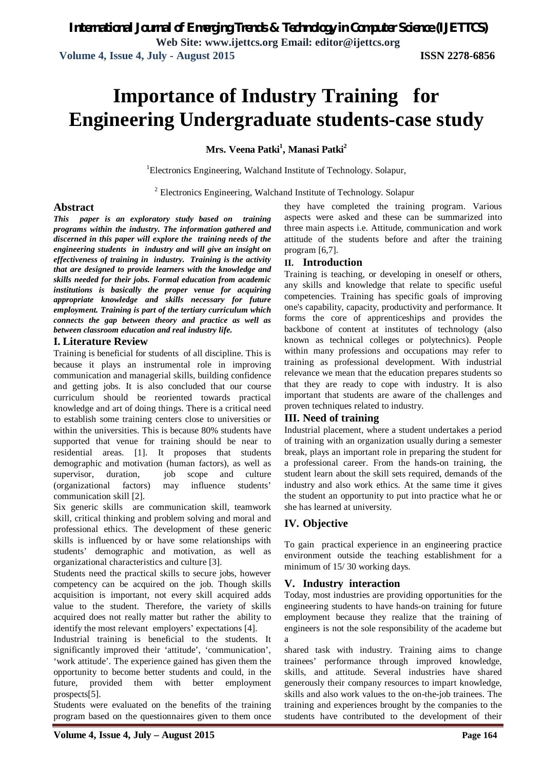# Importance of Industry Training for Engineering Undergraduate students-case study

**Mrs. Veena Patki[1], Manasi Patki[2]**

[1]Electronics Engineering, Walchand Institute of Technology. Solapur,

[2] Electronics Engineering, Walchand Institute of Technology. Solapur

## Abstract

***This paper is an exploratory study based on training programs within the industry. The information gathered and discerned in this paper will explore the training needs of the engineering students in industry and will give an insight on effectiveness of training in industry. Training is the activity that are designed to provide learners with the knowledge and skills needed for their jobs. Formal education from academic institutions is basically the proper venue for acquiring appropriate knowledge and skills necessary for future employment. Training is part of the tertiary curriculum which connects the gap between theory and practice as well as between classroom education and real industry life.***

## I. Literature Review

Training is beneficial for students of all discipline. This is because it plays an instrumental role in improving communication and managerial skills, building confidence and getting jobs. It is also concluded that our course curriculum should be reoriented towards practical knowledge and art of doing things. There is a critical need to establish some training centers close to universities or within the universities. This is because 80% students have supported that venue for training should be near to residential areas. [1]. It proposes that students demographic and motivation (human factors), as well as supervisor, duration, job scope and culture (organizational factors) may influence students' communication skill [2].

Six generic skills are communication skill, teamwork skill, critical thinking and problem solving and moral and professional ethics. The development of these generic skills is influenced by or have some relationships with students' demographic and motivation, as well as organizational characteristics and culture [3].

Students need the practical skills to secure jobs, however competency can be acquired on the job. Though skills acquisition is important, not every skill acquired adds value to the student. Therefore, the variety of skills acquired does not really matter but rather the ability to identify the most relevant employers' expectations [4].

Industrial training is beneficial to the students. It significantly improved their 'attitude', 'communication', 'work attitude'. The experience gained has given them the opportunity to become better students and could, in the future, provided them with better employment prospects[5].

Students were evaluated on the benefits of the training program based on the questionnaires given to them once they have completed the training program. Various aspects were asked and these can be summarized into three main aspects i.e. Attitude, communication and work attitude of the students before and after the training program [6,7].

## II. Introduction

Training is teaching, or developing in oneself or others, any skills and knowledge that relate to specific useful competencies. Training has specific goals of improving one's capability, capacity, productivity and performance. It forms the core of apprenticeships and provides the backbone of content at institutes of technology (also known as technical colleges or polytechnics). People within many professions and occupations may refer to training as professional development. With industrial relevance we mean that the education prepares students so that they are ready to cope with industry. It is also important that students are aware of the challenges and proven techniques related to industry.

## III. Need of training

Industrial placement, where a student undertakes a period of training with an organization usually during a semester break, plays an important role in preparing the student for a professional career. From the hands-on training, the student learn about the skill sets required, demands of the industry and also work ethics. At the same time it gives the student an opportunity to put into practice what he or she has learned at university.

## IV. Objective

To gain practical experience in an engineering practice environment outside the teaching establishment for a minimum of 15/ 30 working days.

## V. Industry interaction

Today, most industries are providing opportunities for the engineering students to have hands-on training for future employment because they realize that the training of engineers is not the sole responsibility of the academe but a shared task with industry. Training aims to change trainees' performance through improved knowledge, skills, and attitude. Several industries have shared generously their company resources to impart knowledge, skills and also work values to the on-the-job trainees. The training and experiences brought by the companies to the students have contributed to the development of their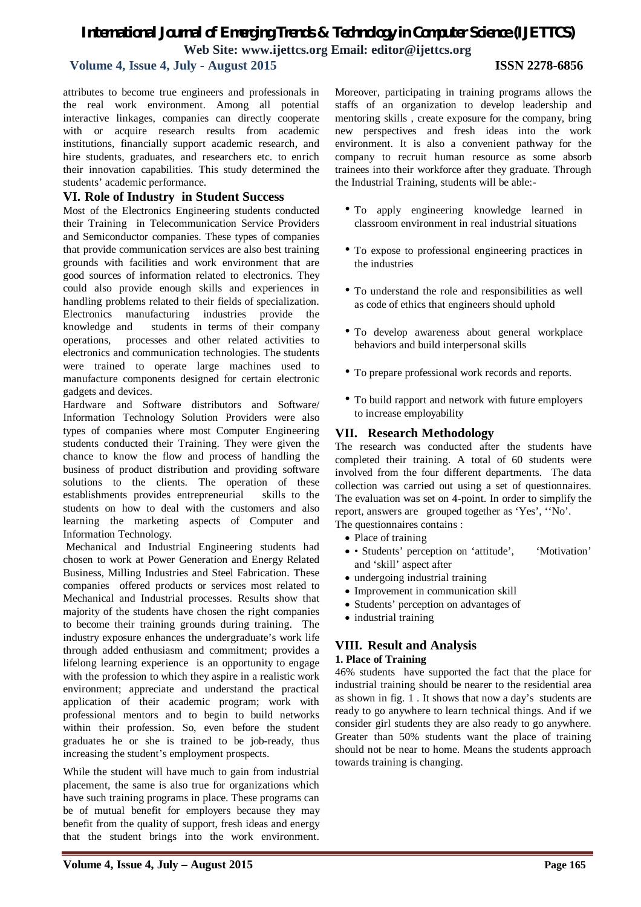attributes to become true engineers and professionals in the real work environment. Among all potential interactive linkages, companies can directly cooperate with or acquire research results from academic institutions, financially support academic research, and hire students, graduates, and researchers etc. to enrich their innovation capabilities. This study determined the students' academic performance.

## VI. Role of Industry in Student Success

Most of the Electronics Engineering students conducted their Training in Telecommunication Service Providers and Semiconductor companies. These types of companies that provide communication services are also best training grounds with facilities and work environment that are good sources of information related to electronics. They could also provide enough skills and experiences in handling problems related to their fields of specialization. Electronics manufacturing industries provide the knowledge and students in terms of their company operations, processes and other related activities to electronics and communication technologies. The students were trained to operate large machines used to manufacture components designed for certain electronic gadgets and devices.

Hardware and Software distributors and Software/ Information Technology Solution Providers were also types of companies where most Computer Engineering students conducted their Training. They were given the chance to know the flow and process of handling the business of product distribution and providing software solutions to the clients. The operation of these establishments provides entrepreneurial skills to the students on how to deal with the customers and also learning the marketing aspects of Computer and Information Technology.

Mechanical and Industrial Engineering students had chosen to work at Power Generation and Energy Related Business, Milling Industries and Steel Fabrication. These companies offered products or services most related to Mechanical and Industrial processes. Results show that majority of the students have chosen the right companies to become their training grounds during training. The industry exposure enhances the undergraduate's work life through added enthusiasm and commitment; provides a lifelong learning experience is an opportunity to engage with the profession to which they aspire in a realistic work environment; appreciate and understand the practical application of their academic program; work with professional mentors and to begin to build networks within their profession. So, even before the student graduates he or she is trained to be job-ready, thus increasing the student's employment prospects.

While the student will have much to gain from industrial placement, the same is also true for organizations which have such training programs in place. These programs can be of mutual benefit for employers because they may benefit from the quality of support, fresh ideas and energy that the student brings into the work environment. Moreover, participating in training programs allows the staffs of an organization to develop leadership and mentoring skills , create exposure for the company, bring new perspectives and fresh ideas into the work environment. It is also a convenient pathway for the company to recruit human resource as some absorb trainees into their workforce after they graduate. Through the Industrial Training, students will be able:-

- To apply engineering knowledge learned in classroom environment in real industrial situations
- To expose to professional engineering practices in the industries
- To understand the role and responsibilities as well as code of ethics that engineers should uphold
- To develop awareness about general workplace behaviors and build interpersonal skills
- To prepare professional work records and reports.
- To build rapport and network with future employers to increase employability

## VII. Research Methodology

The research was conducted after the students have completed their training. A total of 60 students were involved from the four different departments. The data collection was carried out using a set of questionnaires. The evaluation was set on 4-point. In order to simplify the report, answers are grouped together as 'Yes', ''No'.

The questionnaires contains :

- Place of training
- • Students' perception on 'attitude', 'Motivation' and 'skill' aspect after
- undergoing industrial training
- Improvement in communication skill
- Students' perception on advantages of
- industrial training

## VIII. Result and Analysis

### 1. Place of Training

46% students have supported the fact that the place for industrial training should be nearer to the residential area as shown in fig. 1 . It shows that now a day's students are ready to go anywhere to learn technical things. And if we consider girl students they are also ready to go anywhere. Greater than 50% students want the place of training should not be near to home. Means the students approach towards training is changing.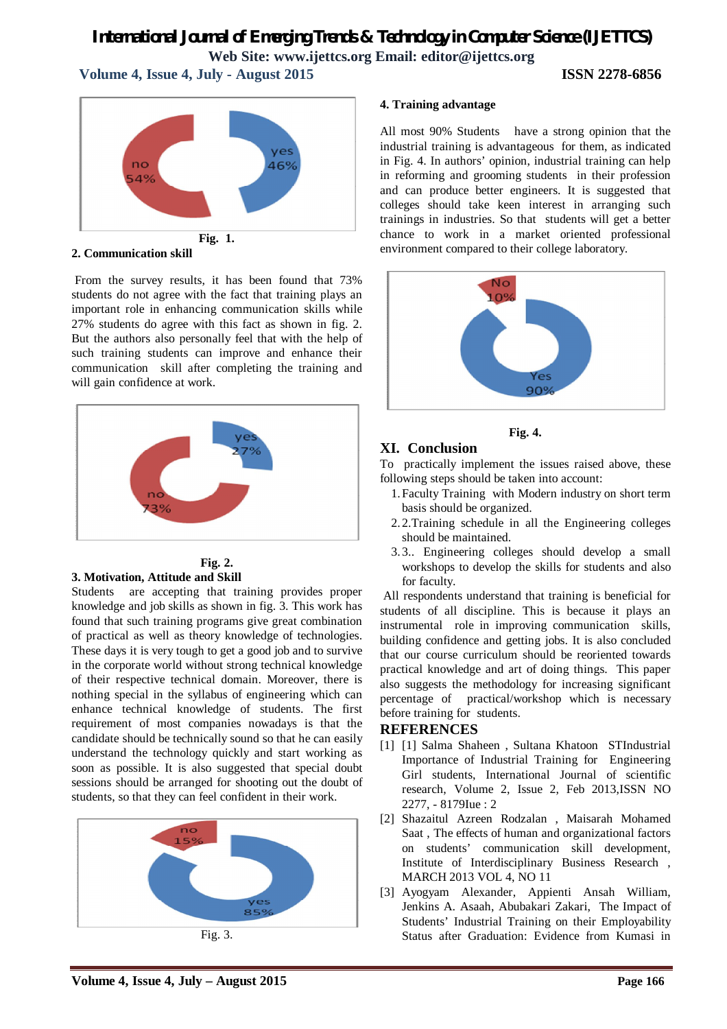Fig. 1.

## 2. Communication skill

From the survey results, it has been found that 73% students do not agree with the fact that training plays an important role in enhancing communication skills while 27% students do agree with this fact as shown in fig. 2. But the authors also personally feel that with the help of such training students can improve and enhance their communication skill after completing the training and will gain confidence at work.

Fig. 2.

## 3. Motivation, Attitude and Skill

Students are accepting that training provides proper knowledge and job skills as shown in fig. 3. This work has found that such training programs give great combination of practical as well as theory knowledge of technologies. These days it is very tough to get a good job and to survive in the corporate world without strong technical knowledge of their respective technical domain. Moreover, there is nothing special in the syllabus of engineering which can enhance technical knowledge of students. The first requirement of most companies nowadays is that the candidate should be technically sound so that he can easily understand the technology quickly and start working as soon as possible. It is also suggested that special doubt sessions should be arranged for shooting out the doubt of students, so that they can feel confident in their work.

Fig. 3.

## 4. Training advantage

All most 90% Students have a strong opinion that the industrial training is advantageous for them, as indicated in Fig. 4. In authors' opinion, industrial training can help in reforming and grooming students in their profession and can produce better engineers. It is suggested that colleges should take keen interest in arranging such trainings in industries. So that students will get a better chance to work in a market oriented professional environment compared to their college laboratory.

Fig. 4.

# XI. Conclusion

To practically implement the issues raised above, these following steps should be taken into account:

1. Faculty Training with Modern industry on short term basis should be organized.
2. 2.Training schedule in all the Engineering colleges should be maintained.
3. 3.. Engineering colleges should develop a small workshops to develop the skills for students and also for faculty.

All respondents understand that training is beneficial for students of all discipline. This is because it plays an instrumental role in improving communication skills, building confidence and getting jobs. It is also concluded that our course curriculum should be reoriented towards practical knowledge and art of doing things. This paper also suggests the methodology for increasing significant percentage of practical/workshop which is necessary before training for students.

# REFERENCES

[1] [1] Salma Shaheen , Sultana Khatoon STIndustrial Importance of Industrial Training for Engineering Girl students, International Journal of scientific research, Volume 2, Issue 2, Feb 2013,ISSN NO 2277, - 8179Iue : 2

[2] Shazaitul Azreen Rodzalan , Maisarah Mohamed Saat , The effects of human and organizational factors on students' communication skill development, Institute of Interdisciplinary Business Research , MARCH 2013 VOL 4, NO 11

[3] Ayogyam Alexander, Appienti Ansah William, Jenkins A. Asaah, Abubakari Zakari, The Impact of Students' Industrial Training on their Employability Status after Graduation: Evidence from Kumasi in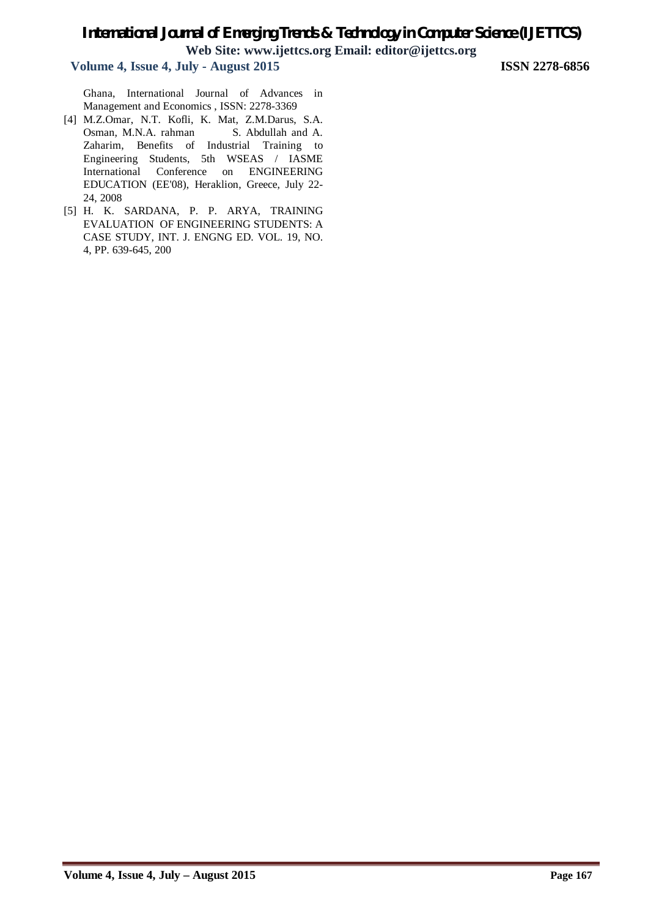Ghana, International Journal of Advances in Management and Economics , ISSN: 2278-3369

[4] M.Z.Omar, N.T. Kofli, K. Mat, Z.M.Darus, S.A. Osman, M.N.A. rahman S. Abdullah and A. Zaharim, Benefits of Industrial Training to Engineering Students, 5th WSEAS / IASME International Conference on ENGINEERING EDUCATION (EE'08), Heraklion, Greece, July 22-24, 2008

[5] H. K. SARDANA, P. P. ARYA, TRAINING EVALUATION OF ENGINEERING STUDENTS: A CASE STUDY, INT. J. ENGNG ED. VOL. 19, NO. 4, PP. 639-645, 200